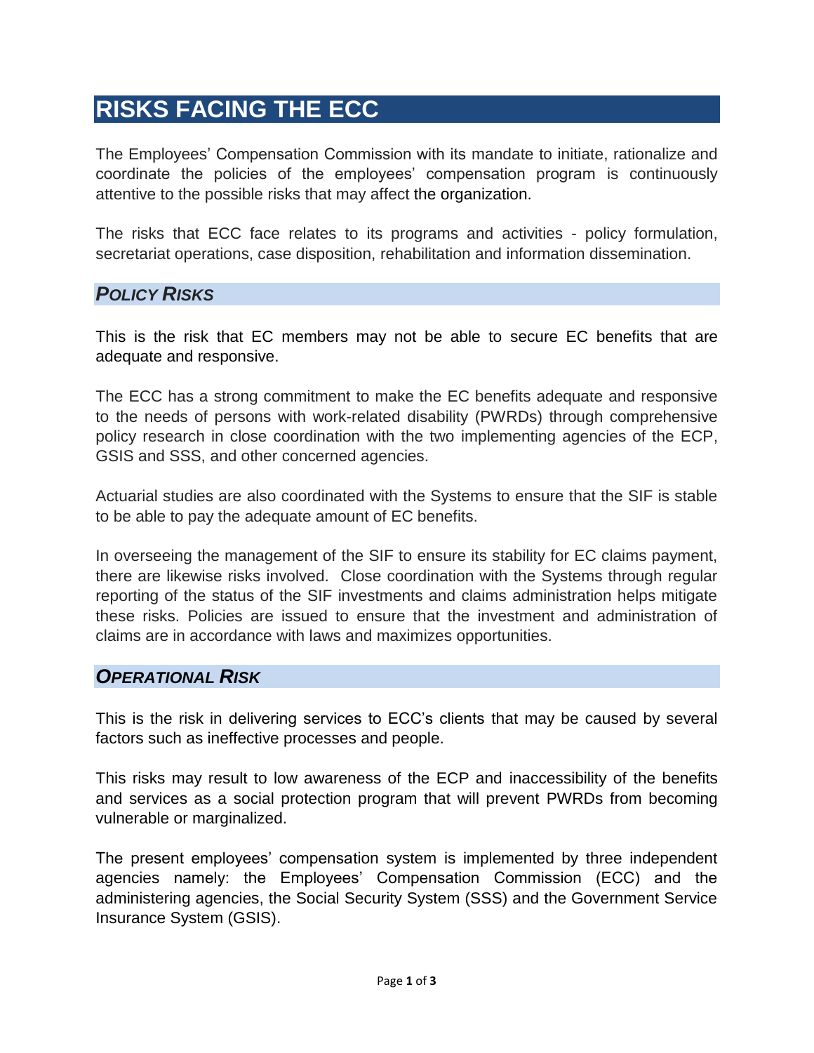# RISKS FACING THE ECC

The Employees' Compensation Commission with its mandate to initiate, rationalize and coordinate the policies of the employees' compensation program is continuously attentive to the possible risks that may affect the organization.

The risks that ECC face relates to its programs and activities - policy formulation, secretariat operations, case disposition, rehabilitation and information dissemination.

## *POLICY RISKS*

This is the risk that EC members may not be able to secure EC benefits that are adequate and responsive.

The ECC has a strong commitment to make the EC benefits adequate and responsive to the needs of persons with work-related disability (PWRDs) through comprehensive policy research in close coordination with the two implementing agencies of the ECP, GSIS and SSS, and other concerned agencies.

Actuarial studies are also coordinated with the Systems to ensure that the SIF is stable to be able to pay the adequate amount of EC benefits.

In overseeing the management of the SIF to ensure its stability for EC claims payment, there are likewise risks involved. Close coordination with the Systems through regular reporting of the status of the SIF investments and claims administration helps mitigate these risks. Policies are issued to ensure that the investment and administration of claims are in accordance with laws and maximizes opportunities.

## *OPERATIONAL RISK*

This is the risk in delivering services to ECC's clients that may be caused by several factors such as ineffective processes and people.

This risks may result to low awareness of the ECP and inaccessibility of the benefits and services as a social protection program that will prevent PWRDs from becoming vulnerable or marginalized.

The present employees' compensation system is implemented by three independent agencies namely: the Employees' Compensation Commission (ECC) and the administering agencies, the Social Security System (SSS) and the Government Service Insurance System (GSIS).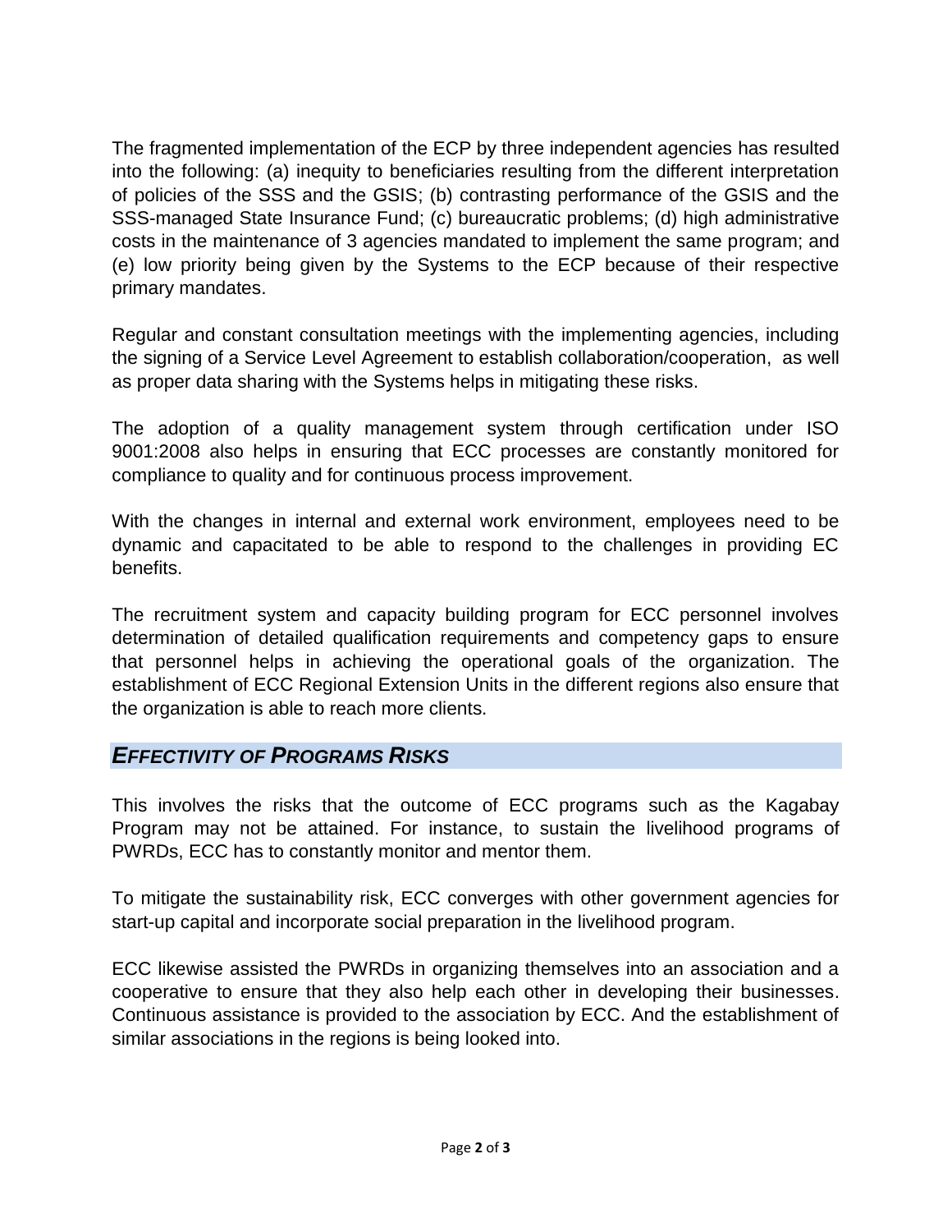The fragmented implementation of the ECP by three independent agencies has resulted into the following: (a) inequity to beneficiaries resulting from the different interpretation of policies of the SSS and the GSIS; (b) contrasting performance of the GSIS and the SSS-managed State Insurance Fund; (c) bureaucratic problems; (d) high administrative costs in the maintenance of 3 agencies mandated to implement the same program; and (e) low priority being given by the Systems to the ECP because of their respective primary mandates.

Regular and constant consultation meetings with the implementing agencies, including the signing of a Service Level Agreement to establish collaboration/cooperation, as well as proper data sharing with the Systems helps in mitigating these risks.

The adoption of a quality management system through certification under ISO 9001:2008 also helps in ensuring that ECC processes are constantly monitored for compliance to quality and for continuous process improvement.

With the changes in internal and external work environment, employees need to be dynamic and capacitated to be able to respond to the challenges in providing EC benefits.

The recruitment system and capacity building program for ECC personnel involves determination of detailed qualification requirements and competency gaps to ensure that personnel helps in achieving the operational goals of the organization. The establishment of ECC Regional Extension Units in the different regions also ensure that the organization is able to reach more clients.

## ***EFFECTIVITY OF PROGRAMS RISKS***

This involves the risks that the outcome of ECC programs such as the Kagabay Program may not be attained. For instance, to sustain the livelihood programs of PWRDs, ECC has to constantly monitor and mentor them.

To mitigate the sustainability risk, ECC converges with other government agencies for start-up capital and incorporate social preparation in the livelihood program.

ECC likewise assisted the PWRDs in organizing themselves into an association and a cooperative to ensure that they also help each other in developing their businesses. Continuous assistance is provided to the association by ECC. And the establishment of similar associations in the regions is being looked into.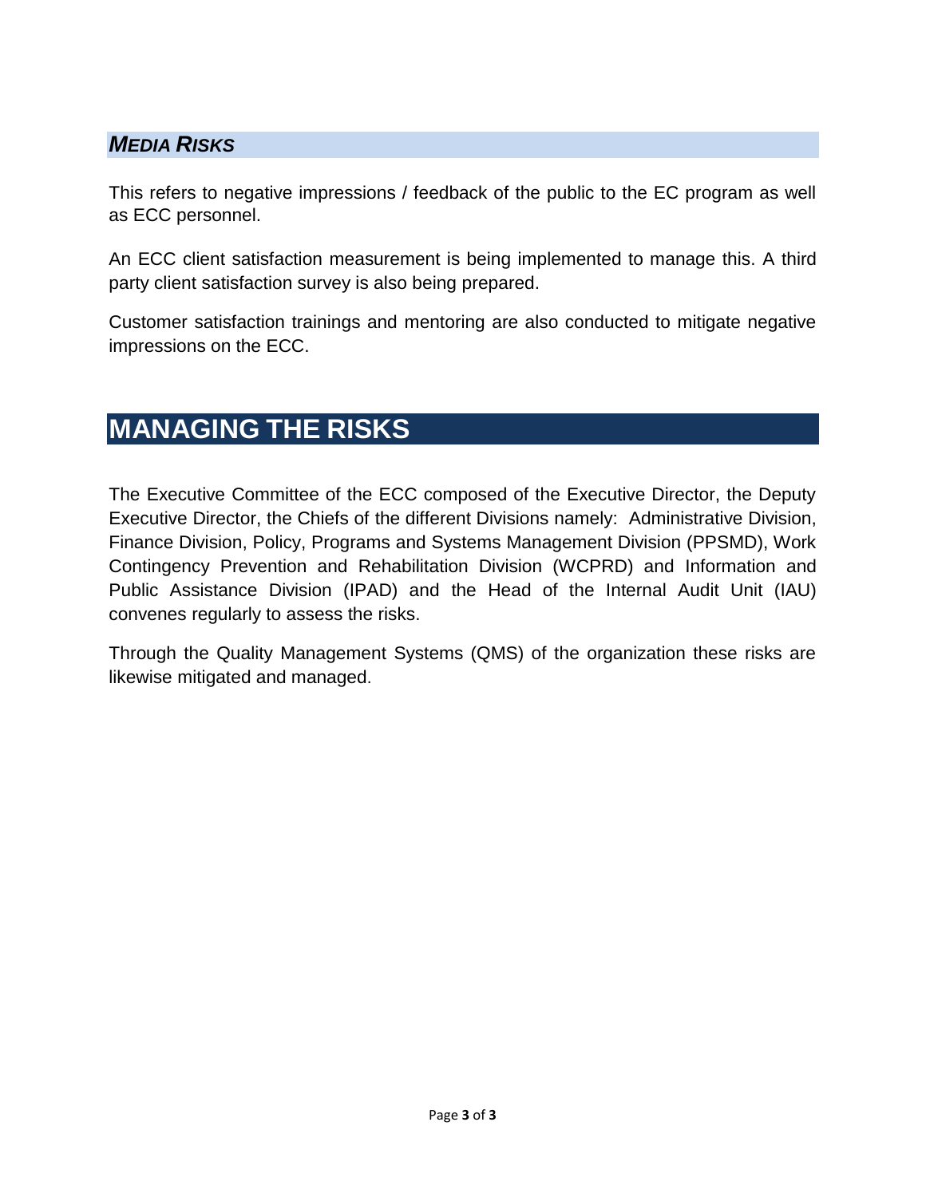### *MEDIA RISKS*

This refers to negative impressions / feedback of the public to the EC program as well as ECC personnel.

An ECC client satisfaction measurement is being implemented to manage this. A third party client satisfaction survey is also being prepared.

Customer satisfaction trainings and mentoring are also conducted to mitigate negative impressions on the ECC.

## MANAGING THE RISKS

The Executive Committee of the ECC composed of the Executive Director, the Deputy Executive Director, the Chiefs of the different Divisions namely: Administrative Division, Finance Division, Policy, Programs and Systems Management Division (PPSMD), Work Contingency Prevention and Rehabilitation Division (WCPRD) and Information and Public Assistance Division (IPAD) and the Head of the Internal Audit Unit (IAU) convenes regularly to assess the risks.

Through the Quality Management Systems (QMS) of the organization these risks are likewise mitigated and managed.